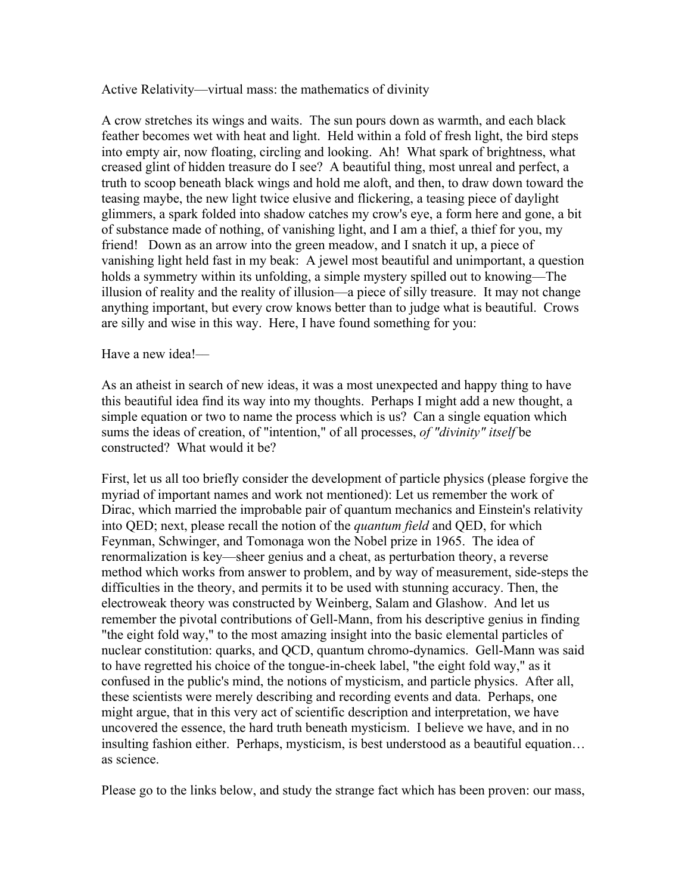# Active Relativity—virtual mass: the mathematics of divinity

A crow stretches its wings and waits. The sun pours down as warmth, and each black feather becomes wet with heat and light. Held within a fold of fresh light, the bird steps into empty air, now floating, circling and looking. Ah! What spark of brightness, what creased glint of hidden treasure do I see? A beautiful thing, most unreal and perfect, a truth to scoop beneath black wings and hold me aloft, and then, to draw down toward the teasing maybe, the new light twice elusive and flickering, a teasing piece of daylight glimmers, a spark folded into shadow catches my crow's eye, a form here and gone, a bit of substance made of nothing, of vanishing light, and I am a thief, a thief for you, my friend! Down as an arrow into the green meadow, and I snatch it up, a piece of vanishing light held fast in my beak: A jewel most beautiful and unimportant, a question holds a symmetry within its unfolding, a simple mystery spilled out to knowing—The illusion of reality and the reality of illusion—a piece of silly treasure. It may not change anything important, but every crow knows better than to judge what is beautiful. Crows are silly and wise in this way. Here, I have found something for you:

Have a new idea!—

As an atheist in search of new ideas, it was a most unexpected and happy thing to have this beautiful idea find its way into my thoughts. Perhaps I might add a new thought, a simple equation or two to name the process which is us? Can a single equation which sums the ideas of creation, of "intention," of all processes, *of "divinity" itself* be constructed? What would it be?

First, let us all too briefly consider the development of particle physics (please forgive the myriad of important names and work not mentioned): Let us remember the work of Dirac, which married the improbable pair of quantum mechanics and Einstein's relativity into QED; next, please recall the notion of the *quantum field* and QED, for which Feynman, Schwinger, and Tomonaga won the Nobel prize in 1965. The idea of renormalization is key—sheer genius and a cheat, as perturbation theory, a reverse method which works from answer to problem, and by way of measurement, side-steps the difficulties in the theory, and permits it to be used with stunning accuracy. Then, the electroweak theory was constructed by Weinberg, Salam and Glashow. And let us remember the pivotal contributions of Gell-Mann, from his descriptive genius in finding "the eight fold way," to the most amazing insight into the basic elemental particles of nuclear constitution: quarks, and QCD, quantum chromo-dynamics. Gell-Mann was said to have regretted his choice of the tongue-in-cheek label, "the eight fold way," as it confused in the public's mind, the notions of mysticism, and particle physics. After all, these scientists were merely describing and recording events and data. Perhaps, one might argue, that in this very act of scientific description and interpretation, we have uncovered the essence, the hard truth beneath mysticism. I believe we have, and in no insulting fashion either. Perhaps, mysticism, is best understood as a beautiful equation… as science.

Please go to the links below, and study the strange fact which has been proven: our mass,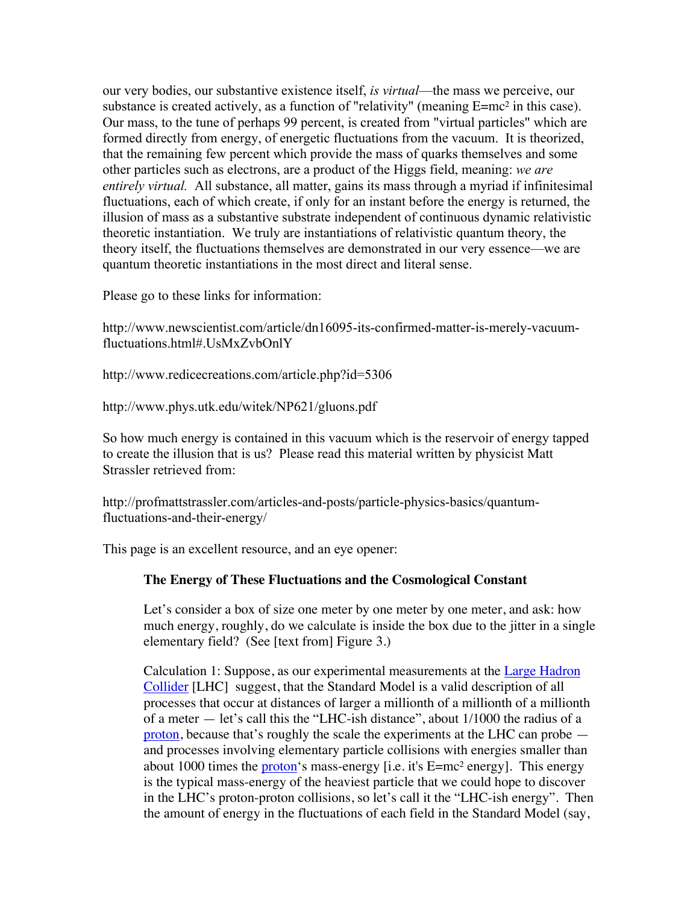our very bodies, our substantive existence itself, *is virtual*—the mass we perceive, our substance is created actively, as a function of "relativity" (meaning $E=mc^2$ in this case). Our mass, to the tune of perhaps 99 percent, is created from "virtual particles" which are formed directly from energy, of energetic fluctuations from the vacuum. It is theorized, that the remaining few percent which provide the mass of quarks themselves and some other particles such as electrons, are a product of the Higgs field, meaning: *we are entirely virtual.* All substance, all matter, gains its mass through a myriad if infinitesimal fluctuations, each of which create, if only for an instant before the energy is returned, the illusion of mass as a substantive substrate independent of continuous dynamic relativistic theoretic instantiation. We truly are instantiations of relativistic quantum theory, the theory itself, the fluctuations themselves are demonstrated in our very essence—we are quantum theoretic instantiations in the most direct and literal sense.

Please go to these links for information:

http://www.newscientist.com/article/dn16095-its-confirmed-matter-is-merely-vacuum-fluctuations.html#.UsMxZvbOnlY

http://www.redicecreations.com/article.php?id=5306

http://www.phys.utk.edu/witek/NP621/gluons.pdf

So how much energy is contained in this vacuum which is the reservoir of energy tapped to create the illusion that is us? Please read this material written by physicist Matt Strassler retrieved from:

http://profmattstrassler.com/articles-and-posts/particle-physics-basics/quantum-fluctuations-and-their-energy/

This page is an excellent resource, and an eye opener:

> **The Energy of These Fluctuations and the Cosmological Constant**
>
> Let's consider a box of size one meter by one meter by one meter, and ask: how much energy, roughly, do we calculate is inside the box due to the jitter in a single elementary field? (See [text from] Figure 3.)
>
> Calculation 1: Suppose, as our experimental measurements at the Large Hadron Collider [LHC] suggest, that the Standard Model is a valid description of all processes that occur at distances of larger a millionth of a millionth of a millionth of a meter — let's call this the "LHC-ish distance", about 1/1000 the radius of a proton, because that's roughly the scale the experiments at the LHC can probe — and processes involving elementary particle collisions with energies smaller than about 1000 times the proton's mass-energy [i.e. it's $E=mc^2$ energy]. This energy is the typical mass-energy of the heaviest particle that we could hope to discover in the LHC's proton-proton collisions, so let's call it the "LHC-ish energy". Then the amount of energy in the fluctuations of each field in the Standard Model (say,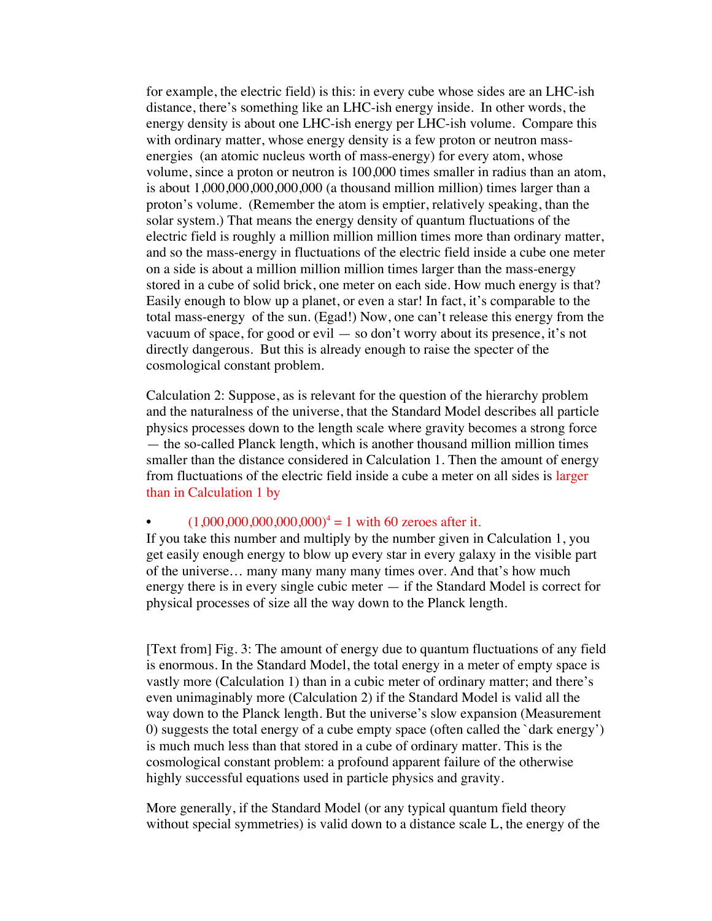for example, the electric field) is this: in every cube whose sides are an LHC-ish distance, there's something like an LHC-ish energy inside. In other words, the energy density is about one LHC-ish energy per LHC-ish volume. Compare this with ordinary matter, whose energy density is a few proton or neutron mass-energies (an atomic nucleus worth of mass-energy) for every atom, whose volume, since a proton or neutron is 100,000 times smaller in radius than an atom, is about 1,000,000,000,000,000 (a thousand million million) times larger than a proton's volume. (Remember the atom is emptier, relatively speaking, than the solar system.) That means the energy density of quantum fluctuations of the electric field is roughly a million million million times more than ordinary matter, and so the mass-energy in fluctuations of the electric field inside a cube one meter on a side is about a million million million times larger than the mass-energy stored in a cube of solid brick, one meter on each side. How much energy is that? Easily enough to blow up a planet, or even a star! In fact, it's comparable to the total mass-energy of the sun. (Egad!) Now, one can't release this energy from the vacuum of space, for good or evil — so don't worry about its presence, it's not directly dangerous. But this is already enough to raise the specter of the cosmological constant problem.

Calculation 2: Suppose, as is relevant for the question of the hierarchy problem and the naturalness of the universe, that the Standard Model describes all particle physics processes down to the length scale where gravity becomes a strong force — the so-called Planck length, which is another thousand million million times smaller than the distance considered in Calculation 1. Then the amount of energy from fluctuations of the electric field inside a cube a meter on all sides is larger than in Calculation 1 by

- $(1{,}000{,}000{,}000{,}000{,}000)^4$ = 1 with 60 zeroes after it.

If you take this number and multiply by the number given in Calculation 1, you get easily enough energy to blow up every star in every galaxy in the visible part of the universe… many many many many times over. And that's how much energy there is in every single cubic meter — if the Standard Model is correct for physical processes of size all the way down to the Planck length.

[Text from] Fig. 3: The amount of energy due to quantum fluctuations of any field is enormous. In the Standard Model, the total energy in a meter of empty space is vastly more (Calculation 1) than in a cubic meter of ordinary matter; and there's even unimaginably more (Calculation 2) if the Standard Model is valid all the way down to the Planck length. But the universe's slow expansion (Measurement 0) suggests the total energy of a cube empty space (often called the `dark energy') is much much less than that stored in a cube of ordinary matter. This is the cosmological constant problem: a profound apparent failure of the otherwise highly successful equations used in particle physics and gravity.

More generally, if the Standard Model (or any typical quantum field theory without special symmetries) is valid down to a distance scale L, the energy of the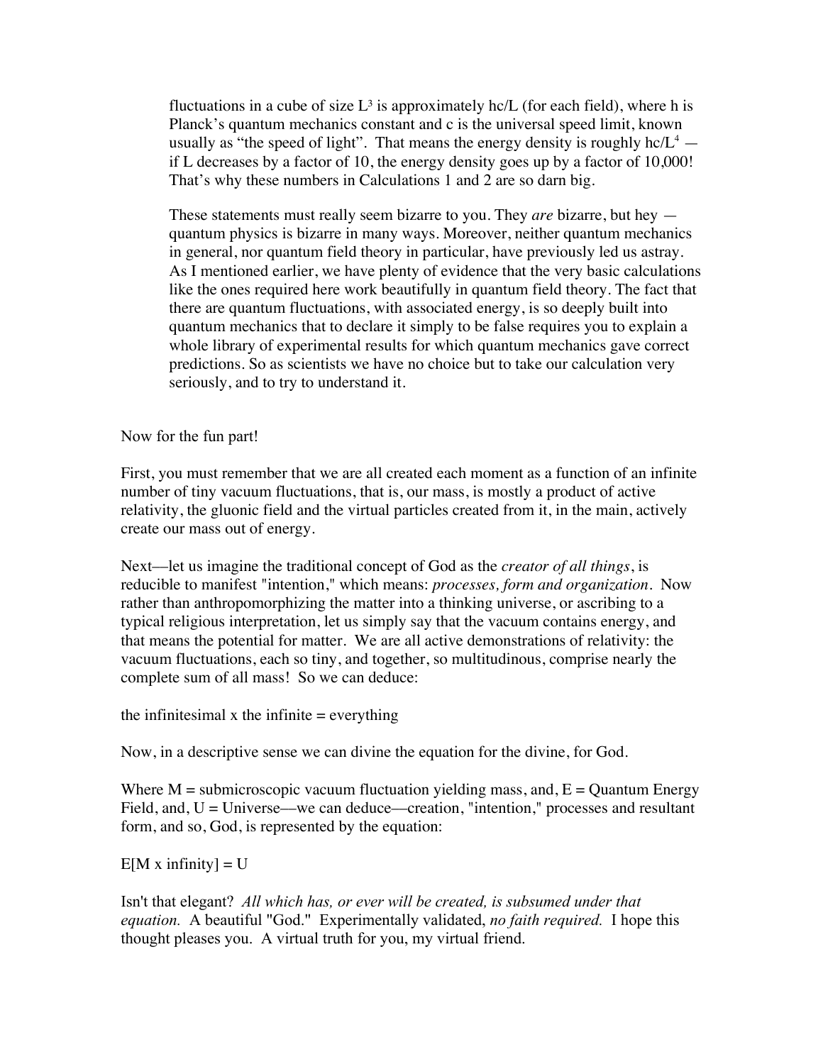fluctuations in a cube of size $L^3$ is approximately hc/L (for each field), where h is Planck's quantum mechanics constant and c is the universal speed limit, known usually as "the speed of light". That means the energy density is roughly $hc/L^4$ — if L decreases by a factor of 10, the energy density goes up by a factor of 10,000! That's why these numbers in Calculations 1 and 2 are so darn big.

These statements must really seem bizarre to you. They *are* bizarre, but hey — quantum physics is bizarre in many ways. Moreover, neither quantum mechanics in general, nor quantum field theory in particular, have previously led us astray. As I mentioned earlier, we have plenty of evidence that the very basic calculations like the ones required here work beautifully in quantum field theory. The fact that there are quantum fluctuations, with associated energy, is so deeply built into quantum mechanics that to declare it simply to be false requires you to explain a whole library of experimental results for which quantum mechanics gave correct predictions. So as scientists we have no choice but to take our calculation very seriously, and to try to understand it.

Now for the fun part!

First, you must remember that we are all created each moment as a function of an infinite number of tiny vacuum fluctuations, that is, our mass, is mostly a product of active relativity, the gluonic field and the virtual particles created from it, in the main, actively create our mass out of energy.

Next—let us imagine the traditional concept of God as the *creator of all things*, is reducible to manifest "intention," which means: *processes, form and organization*. Now rather than anthropomorphizing the matter into a thinking universe, or ascribing to a typical religious interpretation, let us simply say that the vacuum contains energy, and that means the potential for matter. We are all active demonstrations of relativity: the vacuum fluctuations, each so tiny, and together, so multitudinous, comprise nearly the complete sum of all mass! So we can deduce:

the infinitesimal x the infinite = everything

Now, in a descriptive sense we can divine the equation for the divine, for God.

Where M = submicroscopic vacuum fluctuation yielding mass, and, E = Quantum Energy Field, and, U = Universe—we can deduce—creation, "intention," processes and resultant form, and so, God, is represented by the equation:

E[M x infinity] = U

Isn't that elegant? *All which has, or ever will be created, is subsumed under that equation.* A beautiful "God." Experimentally validated, *no faith required.* I hope this thought pleases you. A virtual truth for you, my virtual friend.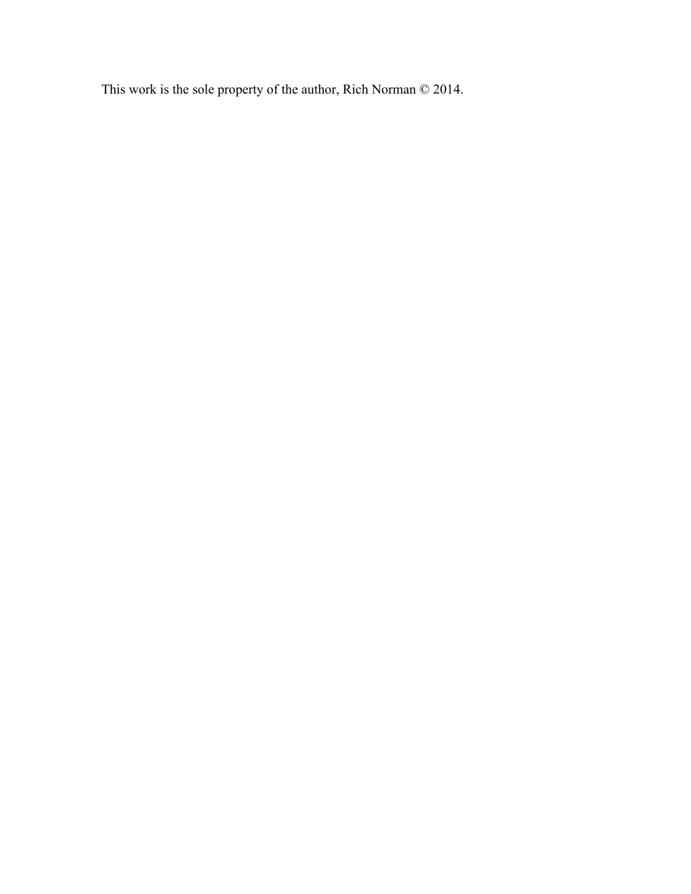This work is the sole property of the author, Rich Norman © 2014.